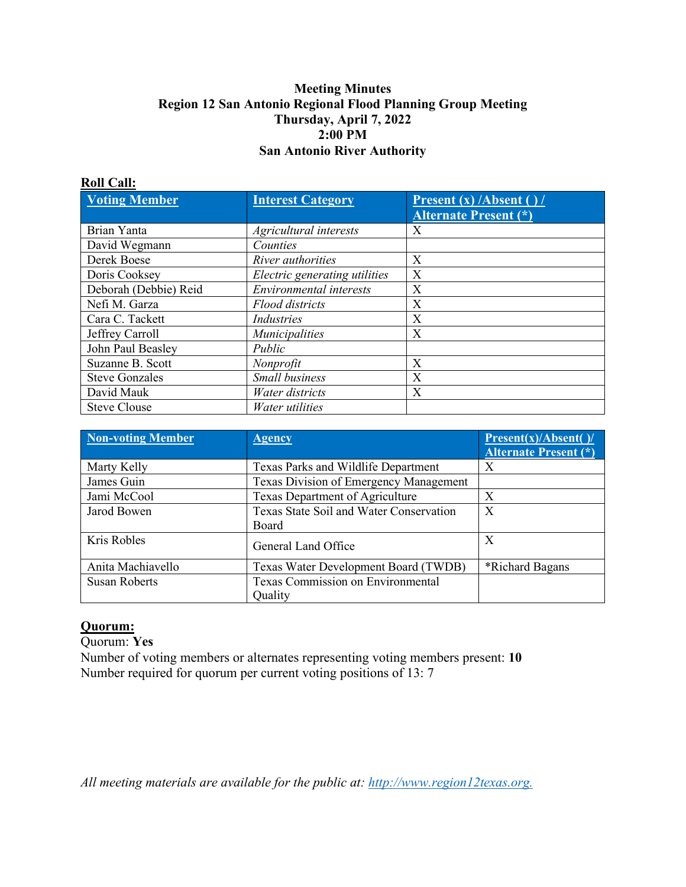**Meeting Minutes**
**Region 12 San Antonio Regional Flood Planning Group Meeting**
**Thursday, April 7, 2022**
**2:00 PM**
**San Antonio River Authority**

**Roll Call:**

| Voting Member | Interest Category | Present (x) /Absent ( ) / Alternate Present (*) |
|---|---|---|
| Brian Yanta | *Agricultural interests* | X |
| David Wegmann | *Counties* | |
| Derek Boese | *River authorities* | X |
| Doris Cooksey | *Electric generating utilities* | X |
| Deborah (Debbie) Reid | *Environmental interests* | X |
| Nefi M. Garza | *Flood districts* | X |
| Cara C. Tackett | *Industries* | X |
| Jeffrey Carroll | *Municipalities* | X |
| John Paul Beasley | *Public* | |
| Suzanne B. Scott | *Nonprofit* | X |
| Steve Gonzales | *Small business* | X |
| David Mauk | *Water districts* | X |
| Steve Clouse | *Water utilities* | |

| Non-voting Member | Agency | Present(x)/Absent( )/ Alternate Present (*) |
|---|---|---|
| Marty Kelly | Texas Parks and Wildlife Department | X |
| James Guin | Texas Division of Emergency Management | |
| Jami McCool | Texas Department of Agriculture | X |
| Jarod Bowen | Texas State Soil and Water Conservation Board | X |
| Kris Robles | General Land Office | X |
| Anita Machiavello | Texas Water Development Board (TWDB) | *Richard Bagans |
| Susan Roberts | Texas Commission on Environmental Quality | |

**Quorum:**

Quorum: **Yes**
Number of voting members or alternates representing voting members present: **10**
Number required for quorum per current voting positions of 13: 7

*All meeting materials are available for the public at: http://www.region12texas.org.*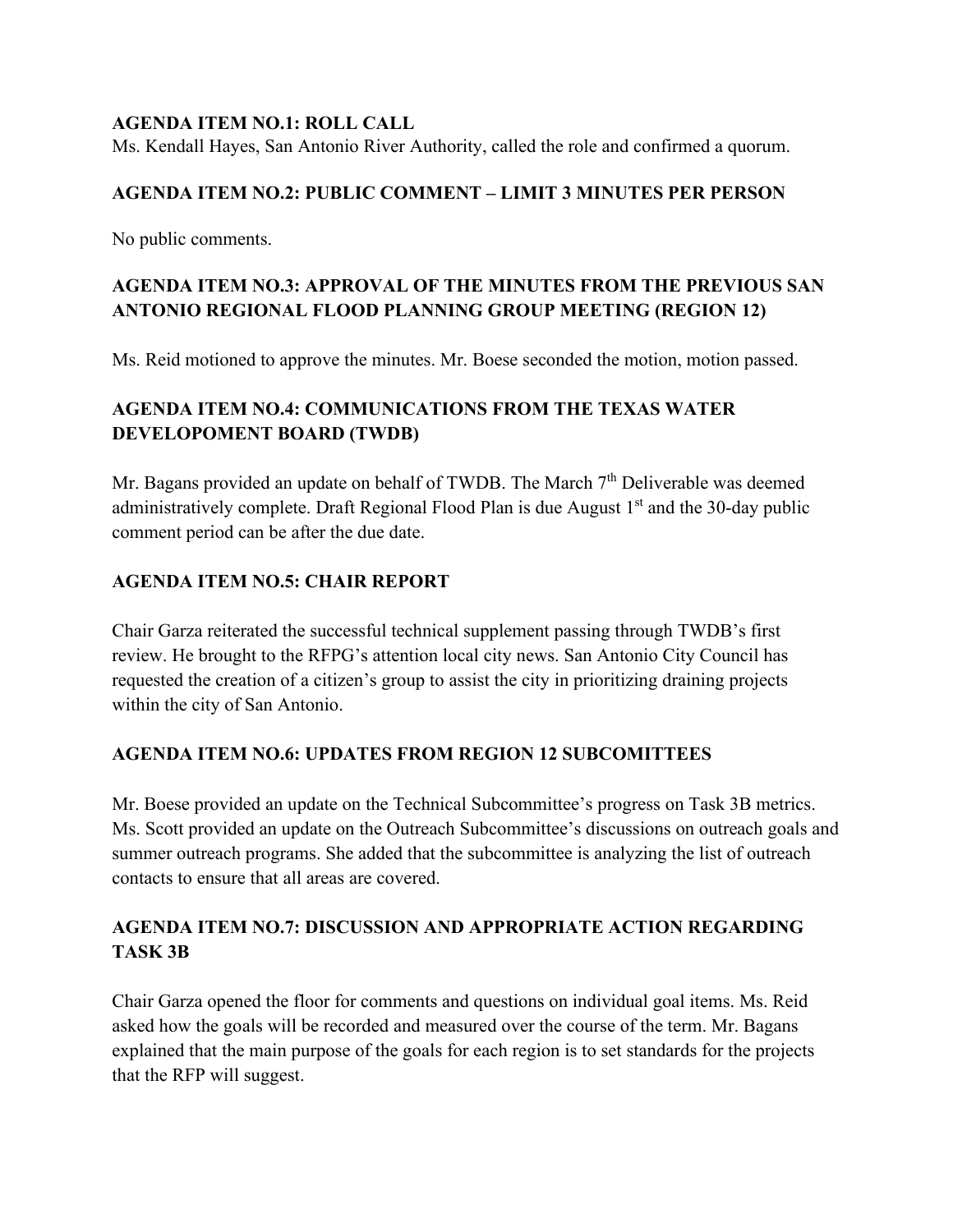**AGENDA ITEM NO.1: ROLL CALL**

Ms. Kendall Hayes, San Antonio River Authority, called the role and confirmed a quorum.

**AGENDA ITEM NO.2: PUBLIC COMMENT – LIMIT 3 MINUTES PER PERSON**

No public comments.

**AGENDA ITEM NO.3: APPROVAL OF THE MINUTES FROM THE PREVIOUS SAN ANTONIO REGIONAL FLOOD PLANNING GROUP MEETING (REGION 12)**

Ms. Reid motioned to approve the minutes. Mr. Boese seconded the motion, motion passed.

**AGENDA ITEM NO.4: COMMUNICATIONS FROM THE TEXAS WATER DEVELOPOMENT BOARD (TWDB)**

Mr. Bagans provided an update on behalf of TWDB. The March 7th Deliverable was deemed administratively complete. Draft Regional Flood Plan is due August 1st and the 30-day public comment period can be after the due date.

**AGENDA ITEM NO.5: CHAIR REPORT**

Chair Garza reiterated the successful technical supplement passing through TWDB's first review. He brought to the RFPG's attention local city news. San Antonio City Council has requested the creation of a citizen's group to assist the city in prioritizing draining projects within the city of San Antonio.

**AGENDA ITEM NO.6: UPDATES FROM REGION 12 SUBCOMITTEES**

Mr. Boese provided an update on the Technical Subcommittee's progress on Task 3B metrics. Ms. Scott provided an update on the Outreach Subcommittee's discussions on outreach goals and summer outreach programs. She added that the subcommittee is analyzing the list of outreach contacts to ensure that all areas are covered.

**AGENDA ITEM NO.7: DISCUSSION AND APPROPRIATE ACTION REGARDING TASK 3B**

Chair Garza opened the floor for comments and questions on individual goal items. Ms. Reid asked how the goals will be recorded and measured over the course of the term. Mr. Bagans explained that the main purpose of the goals for each region is to set standards for the projects that the RFP will suggest.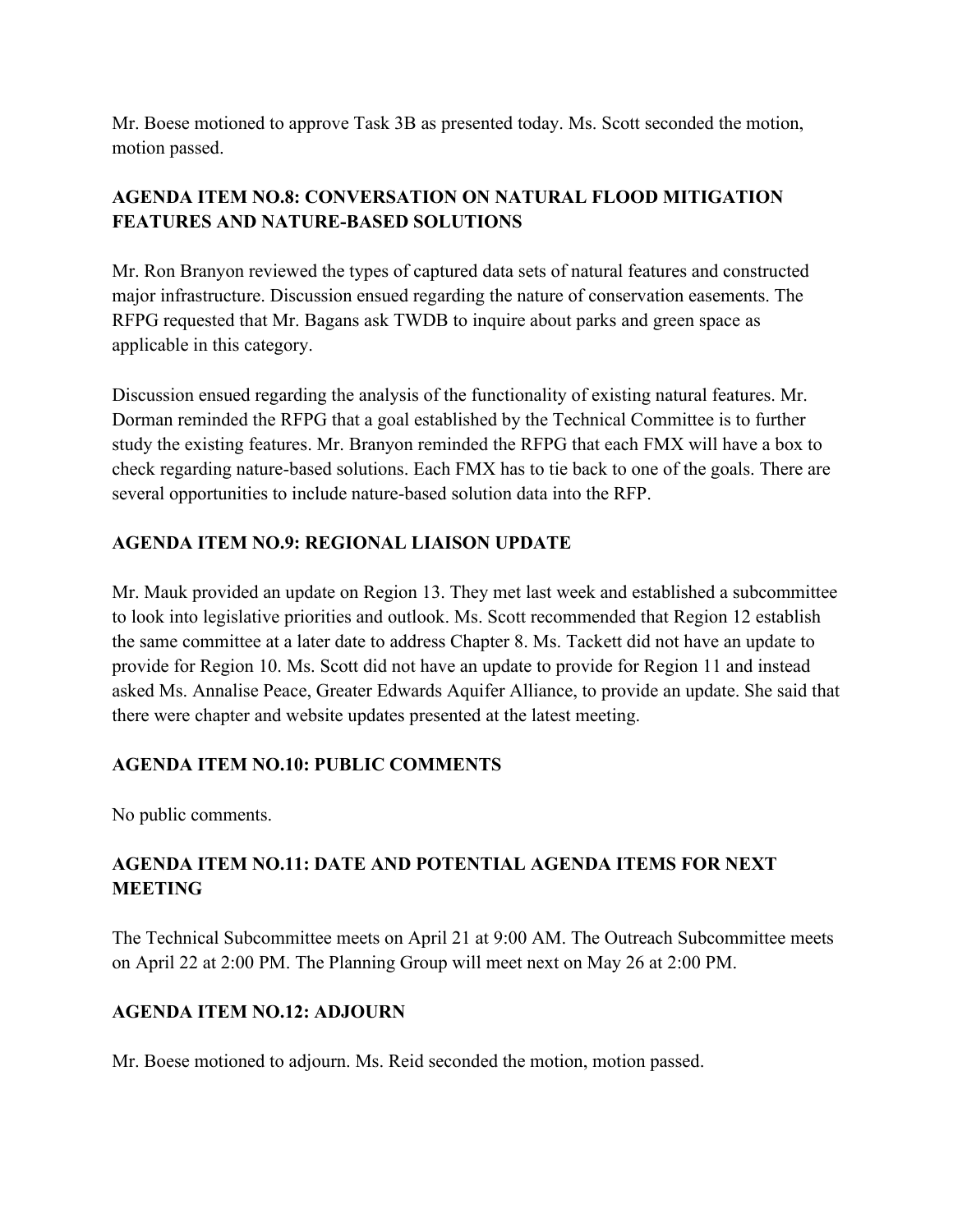Mr. Boese motioned to approve Task 3B as presented today. Ms. Scott seconded the motion, motion passed.

**AGENDA ITEM NO.8: CONVERSATION ON NATURAL FLOOD MITIGATION FEATURES AND NATURE-BASED SOLUTIONS**

Mr. Ron Branyon reviewed the types of captured data sets of natural features and constructed major infrastructure. Discussion ensued regarding the nature of conservation easements. The RFPG requested that Mr. Bagans ask TWDB to inquire about parks and green space as applicable in this category.

Discussion ensued regarding the analysis of the functionality of existing natural features. Mr. Dorman reminded the RFPG that a goal established by the Technical Committee is to further study the existing features. Mr. Branyon reminded the RFPG that each FMX will have a box to check regarding nature-based solutions. Each FMX has to tie back to one of the goals. There are several opportunities to include nature-based solution data into the RFP.

**AGENDA ITEM NO.9: REGIONAL LIAISON UPDATE**

Mr. Mauk provided an update on Region 13. They met last week and established a subcommittee to look into legislative priorities and outlook. Ms. Scott recommended that Region 12 establish the same committee at a later date to address Chapter 8. Ms. Tackett did not have an update to provide for Region 10. Ms. Scott did not have an update to provide for Region 11 and instead asked Ms. Annalise Peace, Greater Edwards Aquifer Alliance, to provide an update. She said that there were chapter and website updates presented at the latest meeting.

**AGENDA ITEM NO.10: PUBLIC COMMENTS**

No public comments.

**AGENDA ITEM NO.11: DATE AND POTENTIAL AGENDA ITEMS FOR NEXT MEETING**

The Technical Subcommittee meets on April 21 at 9:00 AM. The Outreach Subcommittee meets on April 22 at 2:00 PM. The Planning Group will meet next on May 26 at 2:00 PM.

**AGENDA ITEM NO.12: ADJOURN**

Mr. Boese motioned to adjourn. Ms. Reid seconded the motion, motion passed.